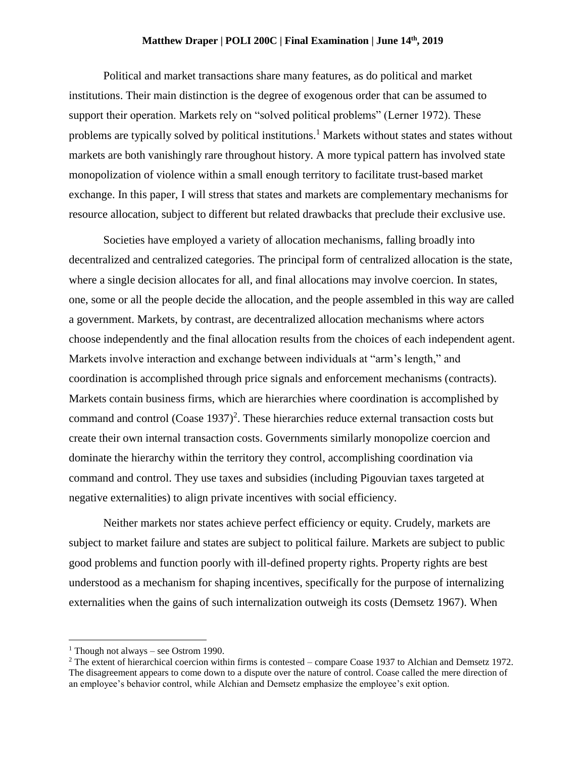**Matthew Draper | POLI 200C | Final Examination | June 14th, 2019**

Political and market transactions share many features, as do political and market institutions. Their main distinction is the degree of exogenous order that can be assumed to support their operation. Markets rely on "solved political problems" (Lerner 1972). These problems are typically solved by political institutions.[1] Markets without states and states without markets are both vanishingly rare throughout history. A more typical pattern has involved state monopolization of violence within a small enough territory to facilitate trust-based market exchange. In this paper, I will stress that states and markets are complementary mechanisms for resource allocation, subject to different but related drawbacks that preclude their exclusive use.

Societies have employed a variety of allocation mechanisms, falling broadly into decentralized and centralized categories. The principal form of centralized allocation is the state, where a single decision allocates for all, and final allocations may involve coercion. In states, one, some or all the people decide the allocation, and the people assembled in this way are called a government. Markets, by contrast, are decentralized allocation mechanisms where actors choose independently and the final allocation results from the choices of each independent agent. Markets involve interaction and exchange between individuals at "arm's length," and coordination is accomplished through price signals and enforcement mechanisms (contracts). Markets contain business firms, which are hierarchies where coordination is accomplished by command and control (Coase 1937)[2]. These hierarchies reduce external transaction costs but create their own internal transaction costs. Governments similarly monopolize coercion and dominate the hierarchy within the territory they control, accomplishing coordination via command and control. They use taxes and subsidies (including Pigouvian taxes targeted at negative externalities) to align private incentives with social efficiency.

Neither markets nor states achieve perfect efficiency or equity. Crudely, markets are subject to market failure and states are subject to political failure. Markets are subject to public good problems and function poorly with ill-defined property rights. Property rights are best understood as a mechanism for shaping incentives, specifically for the purpose of internalizing externalities when the gains of such internalization outweigh its costs (Demsetz 1967). When

---

[1] Though not always – see Ostrom 1990.

[2] The extent of hierarchical coercion within firms is contested – compare Coase 1937 to Alchian and Demsetz 1972. The disagreement appears to come down to a dispute over the nature of control. Coase called the mere direction of an employee's behavior control, while Alchian and Demsetz emphasize the employee's exit option.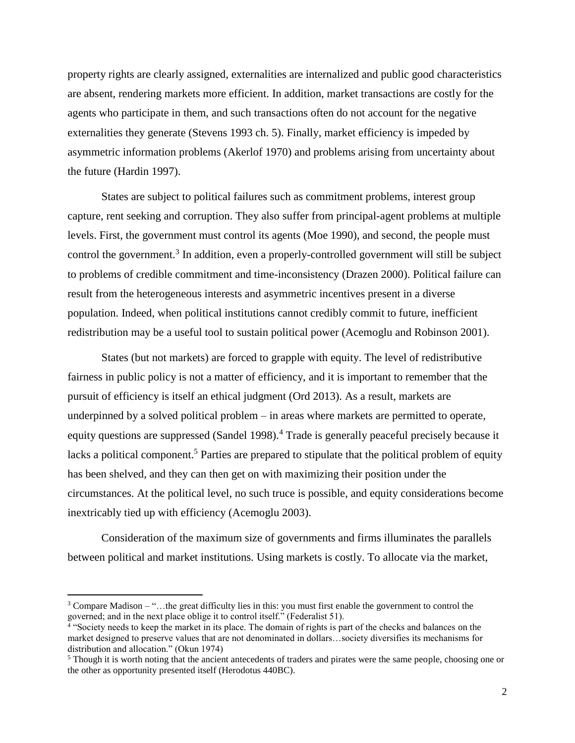property rights are clearly assigned, externalities are internalized and public good characteristics are absent, rendering markets more efficient. In addition, market transactions are costly for the agents who participate in them, and such transactions often do not account for the negative externalities they generate (Stevens 1993 ch. 5). Finally, market efficiency is impeded by asymmetric information problems (Akerlof 1970) and problems arising from uncertainty about the future (Hardin 1997).

States are subject to political failures such as commitment problems, interest group capture, rent seeking and corruption. They also suffer from principal-agent problems at multiple levels. First, the government must control its agents (Moe 1990), and second, the people must control the government.[3] In addition, even a properly-controlled government will still be subject to problems of credible commitment and time-inconsistency (Drazen 2000). Political failure can result from the heterogeneous interests and asymmetric incentives present in a diverse population. Indeed, when political institutions cannot credibly commit to future, inefficient redistribution may be a useful tool to sustain political power (Acemoglu and Robinson 2001).

States (but not markets) are forced to grapple with equity. The level of redistributive fairness in public policy is not a matter of efficiency, and it is important to remember that the pursuit of efficiency is itself an ethical judgment (Ord 2013). As a result, markets are underpinned by a solved political problem – in areas where markets are permitted to operate, equity questions are suppressed (Sandel 1998).[4] Trade is generally peaceful precisely because it lacks a political component.[5] Parties are prepared to stipulate that the political problem of equity has been shelved, and they can then get on with maximizing their position under the circumstances. At the political level, no such truce is possible, and equity considerations become inextricably tied up with efficiency (Acemoglu 2003).

Consideration of the maximum size of governments and firms illuminates the parallels between political and market institutions. Using markets is costly. To allocate via the market,

---

[3] Compare Madison – "…the great difficulty lies in this: you must first enable the government to control the governed; and in the next place oblige it to control itself." (Federalist 51).

[4] "Society needs to keep the market in its place. The domain of rights is part of the checks and balances on the market designed to preserve values that are not denominated in dollars…society diversifies its mechanisms for distribution and allocation." (Okun 1974)

[5] Though it is worth noting that the ancient antecedents of traders and pirates were the same people, choosing one or the other as opportunity presented itself (Herodotus 440BC).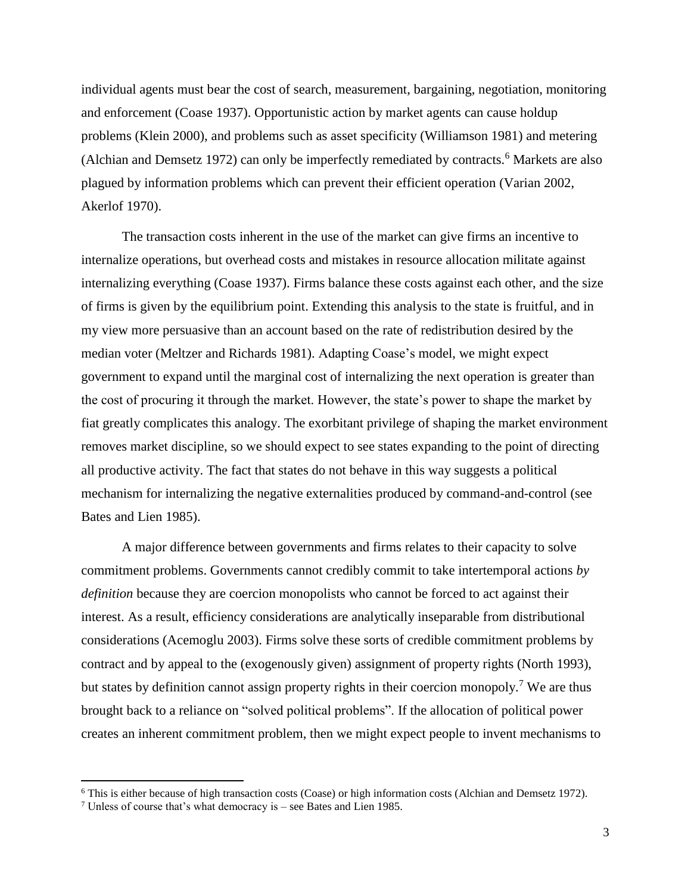individual agents must bear the cost of search, measurement, bargaining, negotiation, monitoring and enforcement (Coase 1937). Opportunistic action by market agents can cause holdup problems (Klein 2000), and problems such as asset specificity (Williamson 1981) and metering (Alchian and Demsetz 1972) can only be imperfectly remediated by contracts.[6] Markets are also plagued by information problems which can prevent their efficient operation (Varian 2002, Akerlof 1970).

The transaction costs inherent in the use of the market can give firms an incentive to internalize operations, but overhead costs and mistakes in resource allocation militate against internalizing everything (Coase 1937). Firms balance these costs against each other, and the size of firms is given by the equilibrium point. Extending this analysis to the state is fruitful, and in my view more persuasive than an account based on the rate of redistribution desired by the median voter (Meltzer and Richards 1981). Adapting Coase's model, we might expect government to expand until the marginal cost of internalizing the next operation is greater than the cost of procuring it through the market. However, the state's power to shape the market by fiat greatly complicates this analogy. The exorbitant privilege of shaping the market environment removes market discipline, so we should expect to see states expanding to the point of directing all productive activity. The fact that states do not behave in this way suggests a political mechanism for internalizing the negative externalities produced by command-and-control (see Bates and Lien 1985).

A major difference between governments and firms relates to their capacity to solve commitment problems. Governments cannot credibly commit to take intertemporal actions *by definition* because they are coercion monopolists who cannot be forced to act against their interest. As a result, efficiency considerations are analytically inseparable from distributional considerations (Acemoglu 2003). Firms solve these sorts of credible commitment problems by contract and by appeal to the (exogenously given) assignment of property rights (North 1993), but states by definition cannot assign property rights in their coercion monopoly.[7] We are thus brought back to a reliance on "solved political problems". If the allocation of political power creates an inherent commitment problem, then we might expect people to invent mechanisms to

[6] This is either because of high transaction costs (Coase) or high information costs (Alchian and Demsetz 1972).

[7] Unless of course that's what democracy is – see Bates and Lien 1985.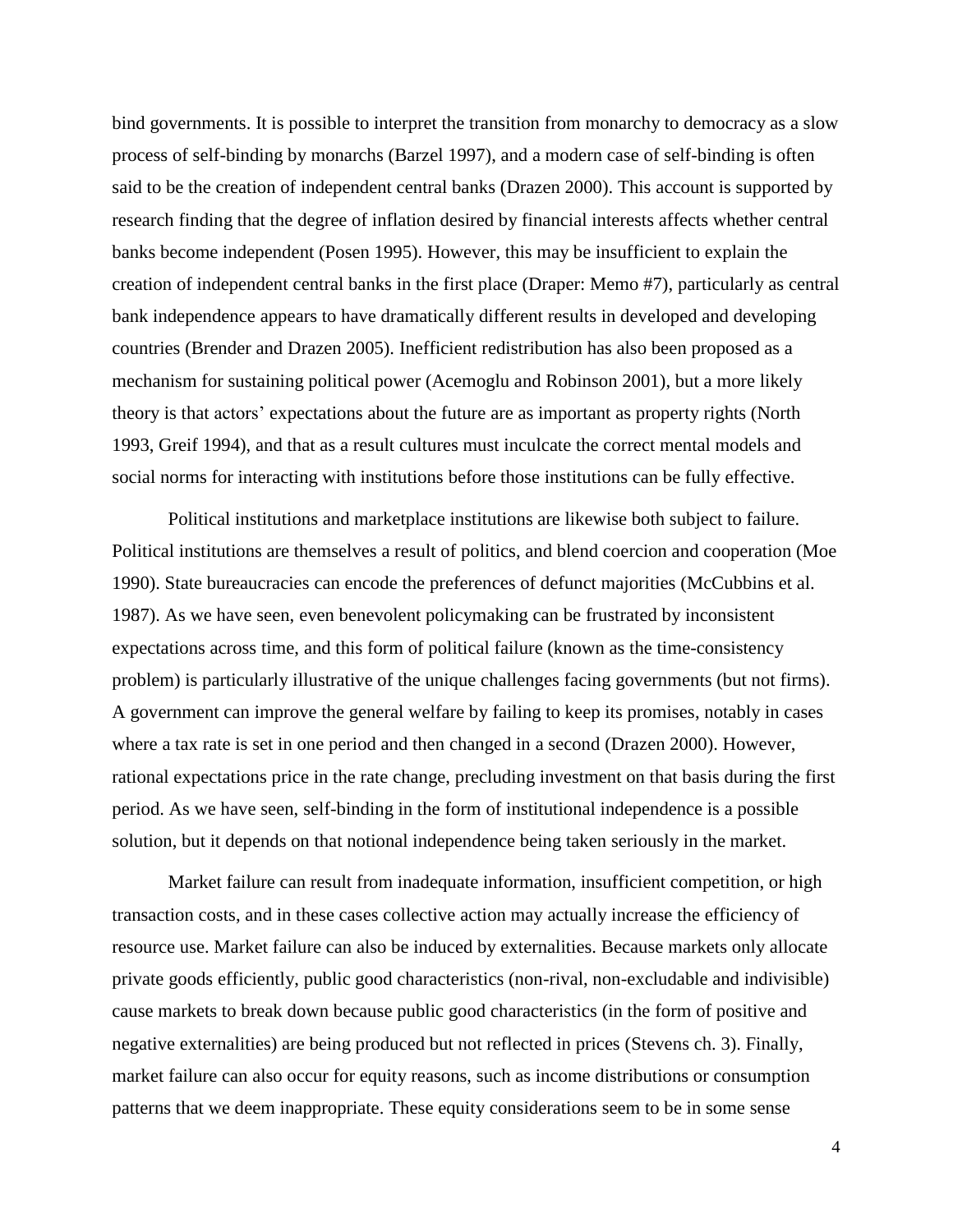bind governments. It is possible to interpret the transition from monarchy to democracy as a slow process of self-binding by monarchs (Barzel 1997), and a modern case of self-binding is often said to be the creation of independent central banks (Drazen 2000). This account is supported by research finding that the degree of inflation desired by financial interests affects whether central banks become independent (Posen 1995). However, this may be insufficient to explain the creation of independent central banks in the first place (Draper: Memo #7), particularly as central bank independence appears to have dramatically different results in developed and developing countries (Brender and Drazen 2005). Inefficient redistribution has also been proposed as a mechanism for sustaining political power (Acemoglu and Robinson 2001), but a more likely theory is that actors' expectations about the future are as important as property rights (North 1993, Greif 1994), and that as a result cultures must inculcate the correct mental models and social norms for interacting with institutions before those institutions can be fully effective.

Political institutions and marketplace institutions are likewise both subject to failure. Political institutions are themselves a result of politics, and blend coercion and cooperation (Moe 1990). State bureaucracies can encode the preferences of defunct majorities (McCubbins et al. 1987). As we have seen, even benevolent policymaking can be frustrated by inconsistent expectations across time, and this form of political failure (known as the time-consistency problem) is particularly illustrative of the unique challenges facing governments (but not firms). A government can improve the general welfare by failing to keep its promises, notably in cases where a tax rate is set in one period and then changed in a second (Drazen 2000). However, rational expectations price in the rate change, precluding investment on that basis during the first period. As we have seen, self-binding in the form of institutional independence is a possible solution, but it depends on that notional independence being taken seriously in the market.

Market failure can result from inadequate information, insufficient competition, or high transaction costs, and in these cases collective action may actually increase the efficiency of resource use. Market failure can also be induced by externalities. Because markets only allocate private goods efficiently, public good characteristics (non-rival, non-excludable and indivisible) cause markets to break down because public good characteristics (in the form of positive and negative externalities) are being produced but not reflected in prices (Stevens ch. 3). Finally, market failure can also occur for equity reasons, such as income distributions or consumption patterns that we deem inappropriate. These equity considerations seem to be in some sense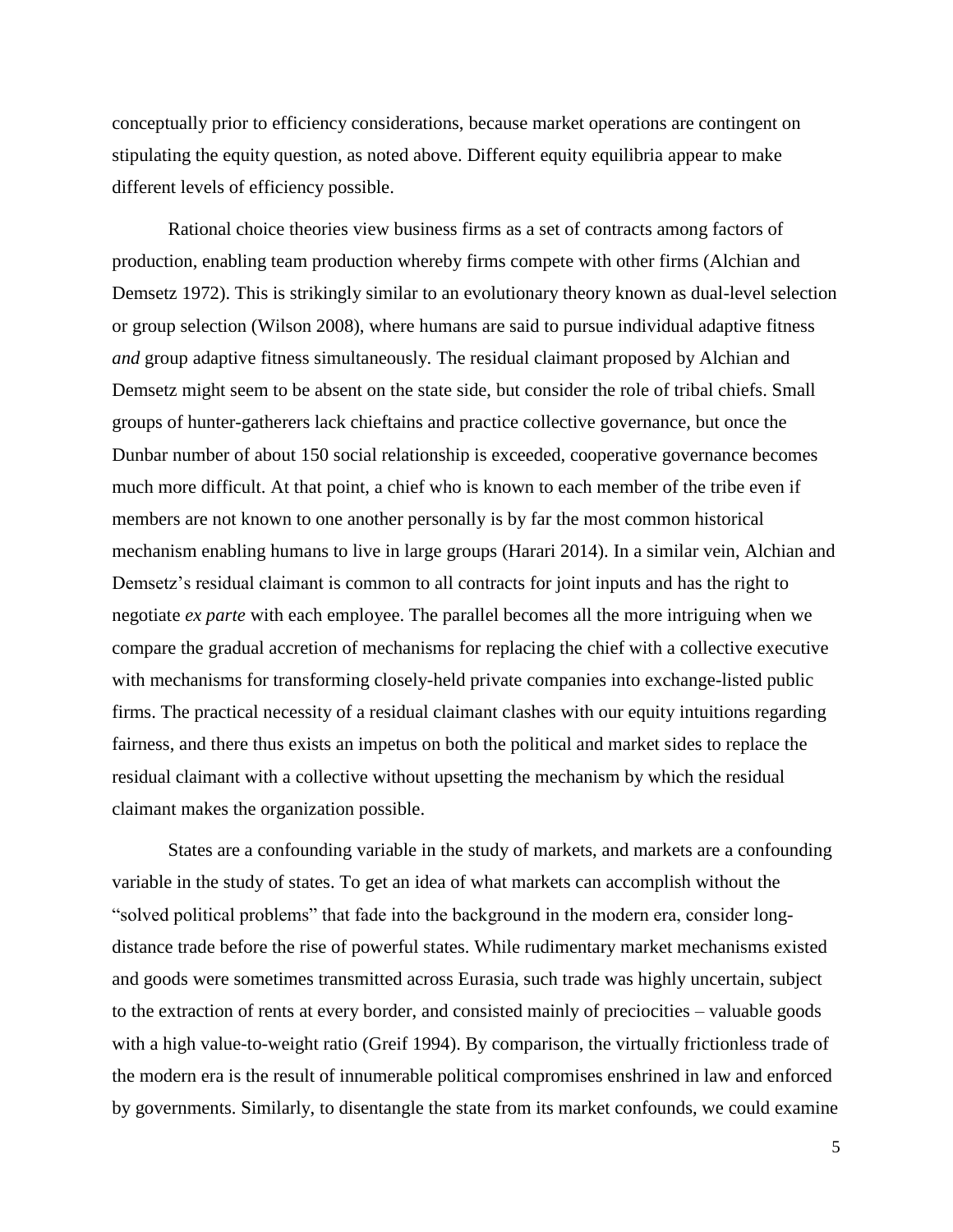conceptually prior to efficiency considerations, because market operations are contingent on stipulating the equity question, as noted above. Different equity equilibria appear to make different levels of efficiency possible.

Rational choice theories view business firms as a set of contracts among factors of production, enabling team production whereby firms compete with other firms (Alchian and Demsetz 1972). This is strikingly similar to an evolutionary theory known as dual-level selection or group selection (Wilson 2008), where humans are said to pursue individual adaptive fitness *and* group adaptive fitness simultaneously. The residual claimant proposed by Alchian and Demsetz might seem to be absent on the state side, but consider the role of tribal chiefs. Small groups of hunter-gatherers lack chieftains and practice collective governance, but once the Dunbar number of about 150 social relationship is exceeded, cooperative governance becomes much more difficult. At that point, a chief who is known to each member of the tribe even if members are not known to one another personally is by far the most common historical mechanism enabling humans to live in large groups (Harari 2014). In a similar vein, Alchian and Demsetz's residual claimant is common to all contracts for joint inputs and has the right to negotiate *ex parte* with each employee. The parallel becomes all the more intriguing when we compare the gradual accretion of mechanisms for replacing the chief with a collective executive with mechanisms for transforming closely-held private companies into exchange-listed public firms. The practical necessity of a residual claimant clashes with our equity intuitions regarding fairness, and there thus exists an impetus on both the political and market sides to replace the residual claimant with a collective without upsetting the mechanism by which the residual claimant makes the organization possible.

States are a confounding variable in the study of markets, and markets are a confounding variable in the study of states. To get an idea of what markets can accomplish without the "solved political problems" that fade into the background in the modern era, consider long-distance trade before the rise of powerful states. While rudimentary market mechanisms existed and goods were sometimes transmitted across Eurasia, such trade was highly uncertain, subject to the extraction of rents at every border, and consisted mainly of preciocities – valuable goods with a high value-to-weight ratio (Greif 1994). By comparison, the virtually frictionless trade of the modern era is the result of innumerable political compromises enshrined in law and enforced by governments. Similarly, to disentangle the state from its market confounds, we could examine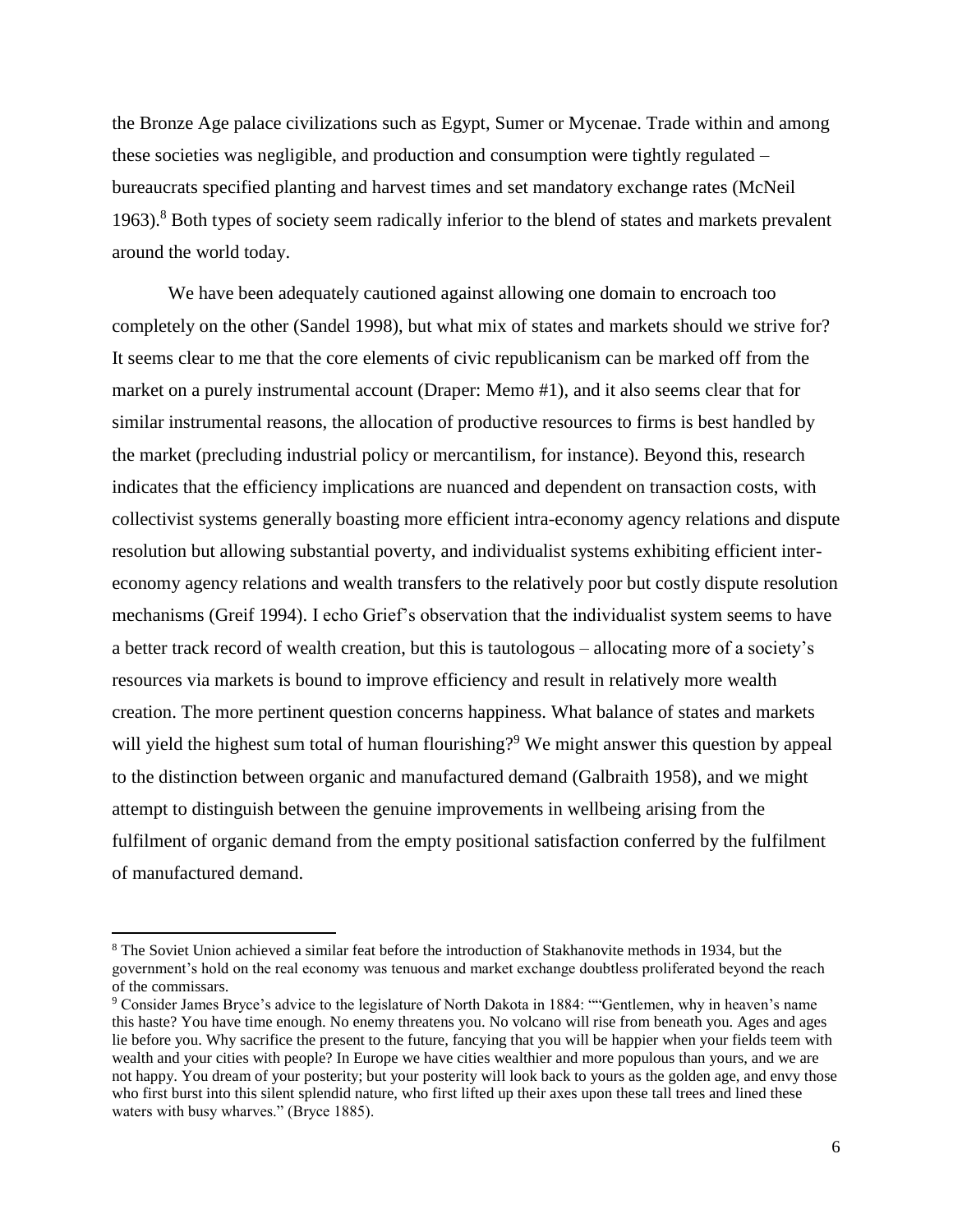the Bronze Age palace civilizations such as Egypt, Sumer or Mycenae. Trade within and among these societies was negligible, and production and consumption were tightly regulated – bureaucrats specified planting and harvest times and set mandatory exchange rates (McNeil 1963).[8] Both types of society seem radically inferior to the blend of states and markets prevalent around the world today.

We have been adequately cautioned against allowing one domain to encroach too completely on the other (Sandel 1998), but what mix of states and markets should we strive for? It seems clear to me that the core elements of civic republicanism can be marked off from the market on a purely instrumental account (Draper: Memo #1), and it also seems clear that for similar instrumental reasons, the allocation of productive resources to firms is best handled by the market (precluding industrial policy or mercantilism, for instance). Beyond this, research indicates that the efficiency implications are nuanced and dependent on transaction costs, with collectivist systems generally boasting more efficient intra-economy agency relations and dispute resolution but allowing substantial poverty, and individualist systems exhibiting efficient inter-economy agency relations and wealth transfers to the relatively poor but costly dispute resolution mechanisms (Greif 1994). I echo Grief's observation that the individualist system seems to have a better track record of wealth creation, but this is tautologous – allocating more of a society's resources via markets is bound to improve efficiency and result in relatively more wealth creation. The more pertinent question concerns happiness. What balance of states and markets will yield the highest sum total of human flourishing?[9] We might answer this question by appeal to the distinction between organic and manufactured demand (Galbraith 1958), and we might attempt to distinguish between the genuine improvements in wellbeing arising from the fulfilment of organic demand from the empty positional satisfaction conferred by the fulfilment of manufactured demand.

---

[8] The Soviet Union achieved a similar feat before the introduction of Stakhanovite methods in 1934, but the government's hold on the real economy was tenuous and market exchange doubtless proliferated beyond the reach of the commissars.

[9] Consider James Bryce's advice to the legislature of North Dakota in 1884: ""Gentlemen, why in heaven's name this haste? You have time enough. No enemy threatens you. No volcano will rise from beneath you. Ages and ages lie before you. Why sacrifice the present to the future, fancying that you will be happier when your fields teem with wealth and your cities with people? In Europe we have cities wealthier and more populous than yours, and we are not happy. You dream of your posterity; but your posterity will look back to yours as the golden age, and envy those who first burst into this silent splendid nature, who first lifted up their axes upon these tall trees and lined these waters with busy wharves." (Bryce 1885).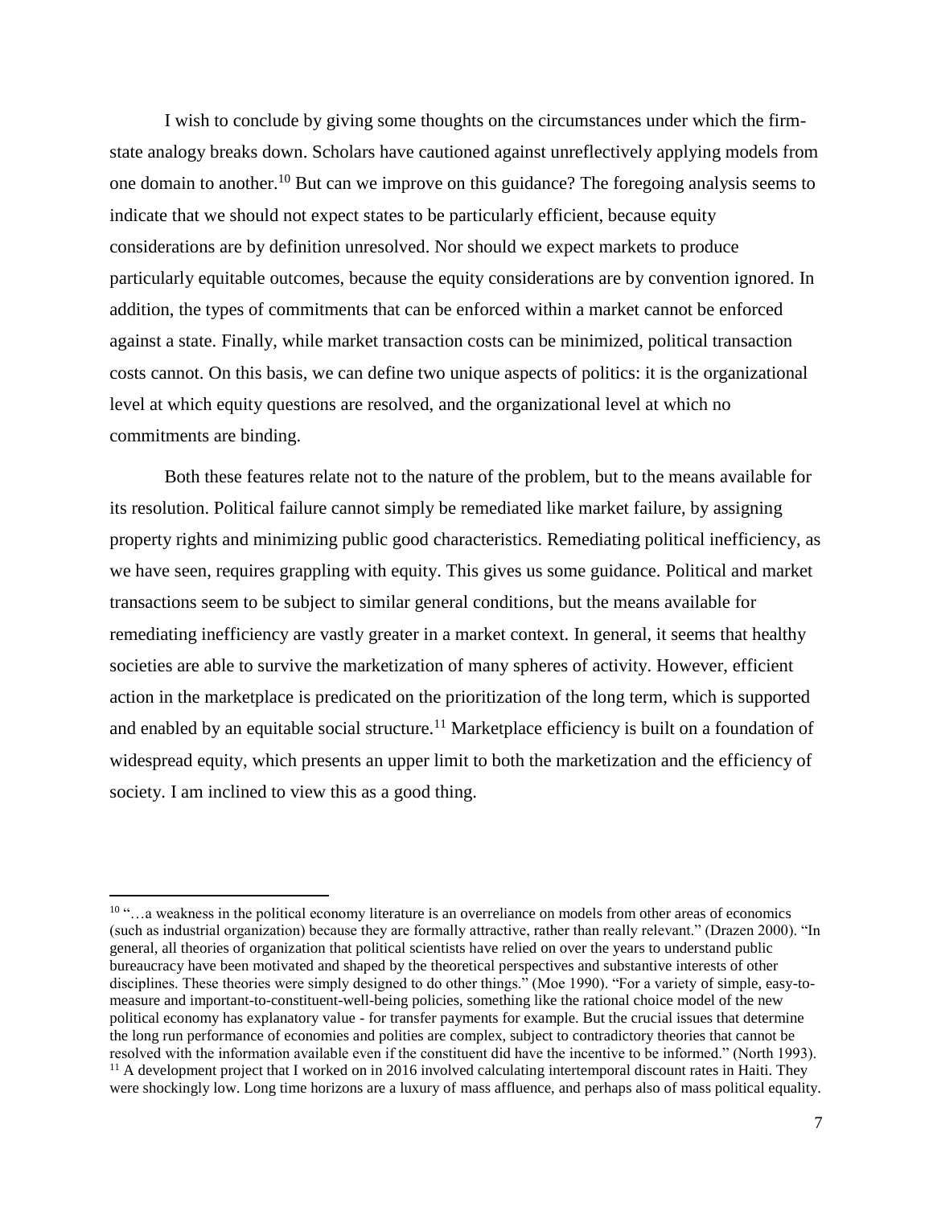I wish to conclude by giving some thoughts on the circumstances under which the firm-state analogy breaks down. Scholars have cautioned against unreflectively applying models from one domain to another.[10] But can we improve on this guidance? The foregoing analysis seems to indicate that we should not expect states to be particularly efficient, because equity considerations are by definition unresolved. Nor should we expect markets to produce particularly equitable outcomes, because the equity considerations are by convention ignored. In addition, the types of commitments that can be enforced within a market cannot be enforced against a state. Finally, while market transaction costs can be minimized, political transaction costs cannot. On this basis, we can define two unique aspects of politics: it is the organizational level at which equity questions are resolved, and the organizational level at which no commitments are binding.

Both these features relate not to the nature of the problem, but to the means available for its resolution. Political failure cannot simply be remediated like market failure, by assigning property rights and minimizing public good characteristics. Remediating political inefficiency, as we have seen, requires grappling with equity. This gives us some guidance. Political and market transactions seem to be subject to similar general conditions, but the means available for remediating inefficiency are vastly greater in a market context. In general, it seems that healthy societies are able to survive the marketization of many spheres of activity. However, efficient action in the marketplace is predicated on the prioritization of the long term, which is supported and enabled by an equitable social structure.[11] Marketplace efficiency is built on a foundation of widespread equity, which presents an upper limit to both the marketization and the efficiency of society. I am inclined to view this as a good thing.

---

[10] "…a weakness in the political economy literature is an overreliance on models from other areas of economics (such as industrial organization) because they are formally attractive, rather than really relevant." (Drazen 2000). "In general, all theories of organization that political scientists have relied on over the years to understand public bureaucracy have been motivated and shaped by the theoretical perspectives and substantive interests of other disciplines. These theories were simply designed to do other things." (Moe 1990). "For a variety of simple, easy-to-measure and important-to-constituent-well-being policies, something like the rational choice model of the new political economy has explanatory value - for transfer payments for example. But the crucial issues that determine the long run performance of economies and polities are complex, subject to contradictory theories that cannot be resolved with the information available even if the constituent did have the incentive to be informed." (North 1993).

[11] A development project that I worked on in 2016 involved calculating intertemporal discount rates in Haiti. They were shockingly low. Long time horizons are a luxury of mass affluence, and perhaps also of mass political equality.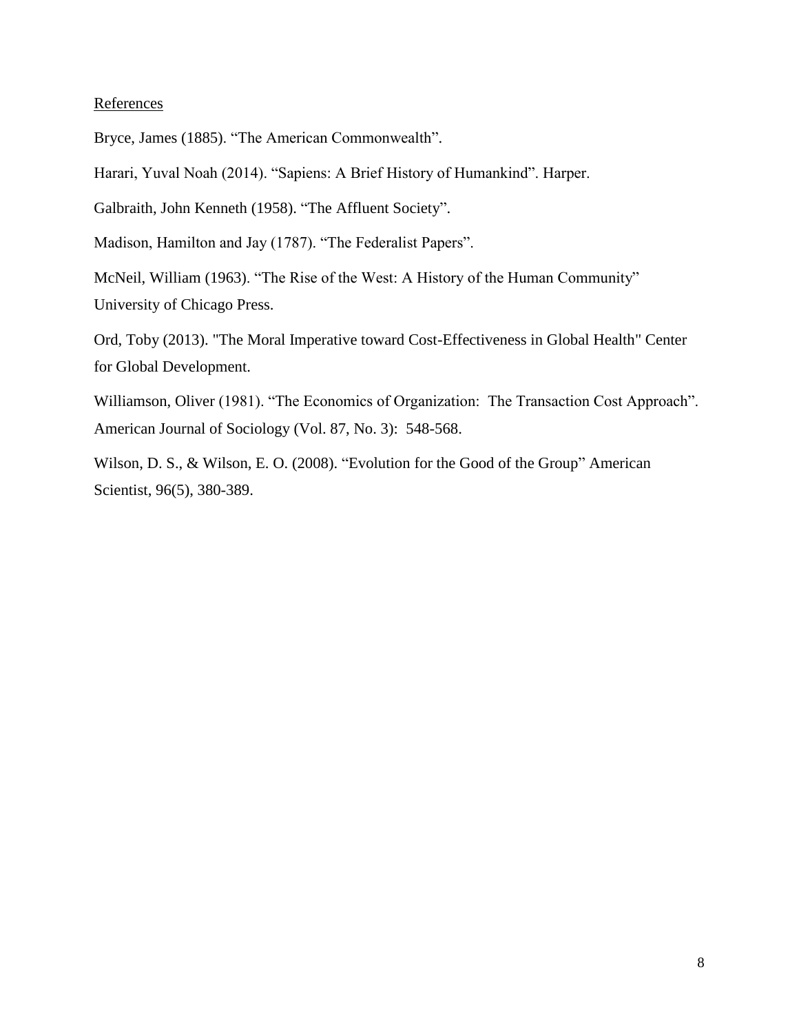References

Bryce, James (1885). “The American Commonwealth”.

Harari, Yuval Noah (2014). “Sapiens: A Brief History of Humankind”. Harper.

Galbraith, John Kenneth (1958). “The Affluent Society”.

Madison, Hamilton and Jay (1787). “The Federalist Papers”.

McNeil, William (1963). “The Rise of the West: A History of the Human Community” University of Chicago Press.

Ord, Toby (2013). "The Moral Imperative toward Cost-Effectiveness in Global Health" Center for Global Development.

Williamson, Oliver (1981). “The Economics of Organization: The Transaction Cost Approach”. American Journal of Sociology (Vol. 87, No. 3): 548-568.

Wilson, D. S., & Wilson, E. O. (2008). “Evolution for the Good of the Group” American Scientist, 96(5), 380-389.